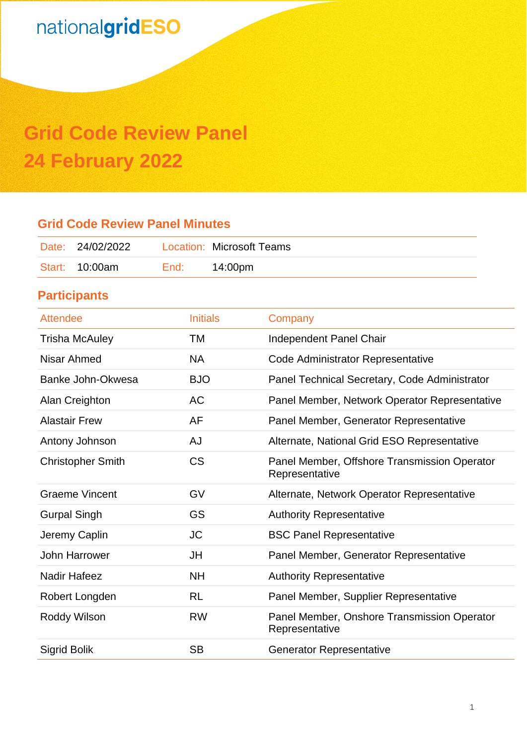nationalgridESO

# Grid Code Review Panel
# 24 February 2022

## Grid Code Review Panel Minutes

| Date: | 24/02/2022 | Location: | Microsoft Teams |
|---|---|---|---|
| Start: | 10:00am | End: | 14:00pm |

## Participants

| Attendee | Initials | Company |
|---|---|---|
| Trisha McAuley | TM | Independent Panel Chair |
| Nisar Ahmed | NA | Code Administrator Representative |
| Banke John-Okwesa | BJO | Panel Technical Secretary, Code Administrator |
| Alan Creighton | AC | Panel Member, Network Operator Representative |
| Alastair Frew | AF | Panel Member, Generator Representative |
| Antony Johnson | AJ | Alternate, National Grid ESO Representative |
| Christopher Smith | CS | Panel Member, Offshore Transmission Operator Representative |
| Graeme Vincent | GV | Alternate, Network Operator Representative |
| Gurpal Singh | GS | Authority Representative |
| Jeremy Caplin | JC | BSC Panel Representative |
| John Harrower | JH | Panel Member, Generator Representative |
| Nadir Hafeez | NH | Authority Representative |
| Robert Longden | RL | Panel Member, Supplier Representative |
| Roddy Wilson | RW | Panel Member, Onshore Transmission Operator Representative |
| Sigrid Bolik | SB | Generator Representative |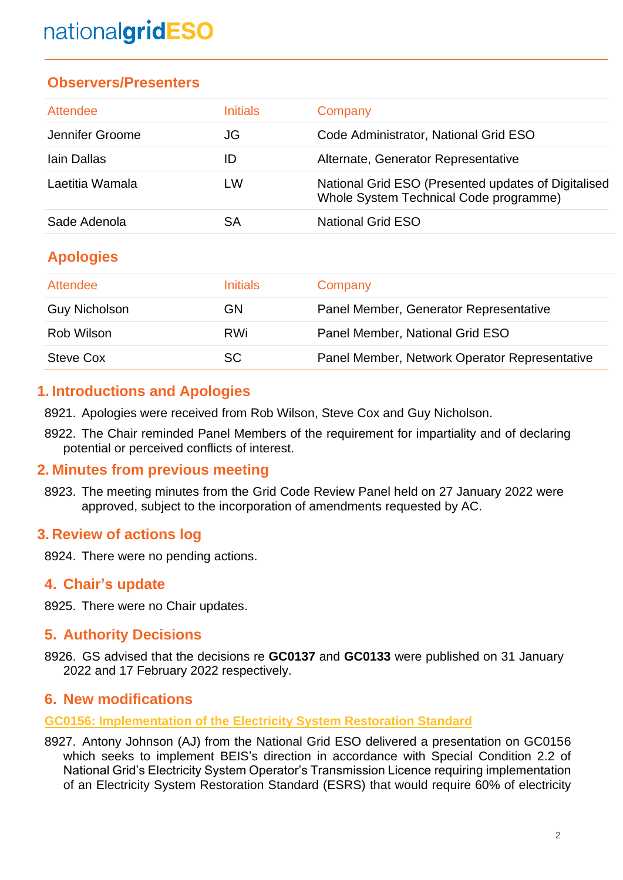## Observers/Presenters

| Attendee | Initials | Company |
|---|---|---|
| Jennifer Groome | JG | Code Administrator, National Grid ESO |
| Iain Dallas | ID | Alternate, Generator Representative |
| Laetitia Wamala | LW | National Grid ESO (Presented updates of Digitalised Whole System Technical Code programme) |
| Sade Adenola | SA | National Grid ESO |

## Apologies

| Attendee | Initials | Company |
|---|---|---|
| Guy Nicholson | GN | Panel Member, Generator Representative |
| Rob Wilson | RWi | Panel Member, National Grid ESO |
| Steve Cox | SC | Panel Member, Network Operator Representative |

## 1. Introductions and Apologies

8921. Apologies were received from Rob Wilson, Steve Cox and Guy Nicholson.

8922. The Chair reminded Panel Members of the requirement for impartiality and of declaring potential or perceived conflicts of interest.

## 2. Minutes from previous meeting

8923. The meeting minutes from the Grid Code Review Panel held on 27 January 2022 were approved, subject to the incorporation of amendments requested by AC.

## 3. Review of actions log

8924. There were no pending actions.

## 4. Chair's update

8925. There were no Chair updates.

## 5. Authority Decisions

8926. GS advised that the decisions re **GC0137** and **GC0133** were published on 31 January 2022 and 17 February 2022 respectively.

## 6. New modifications

### GC0156: Implementation of the Electricity System Restoration Standard

8927. Antony Johnson (AJ) from the National Grid ESO delivered a presentation on GC0156 which seeks to implement BEIS's direction in accordance with Special Condition 2.2 of National Grid's Electricity System Operator's Transmission Licence requiring implementation of an Electricity System Restoration Standard (ESRS) that would require 60% of electricity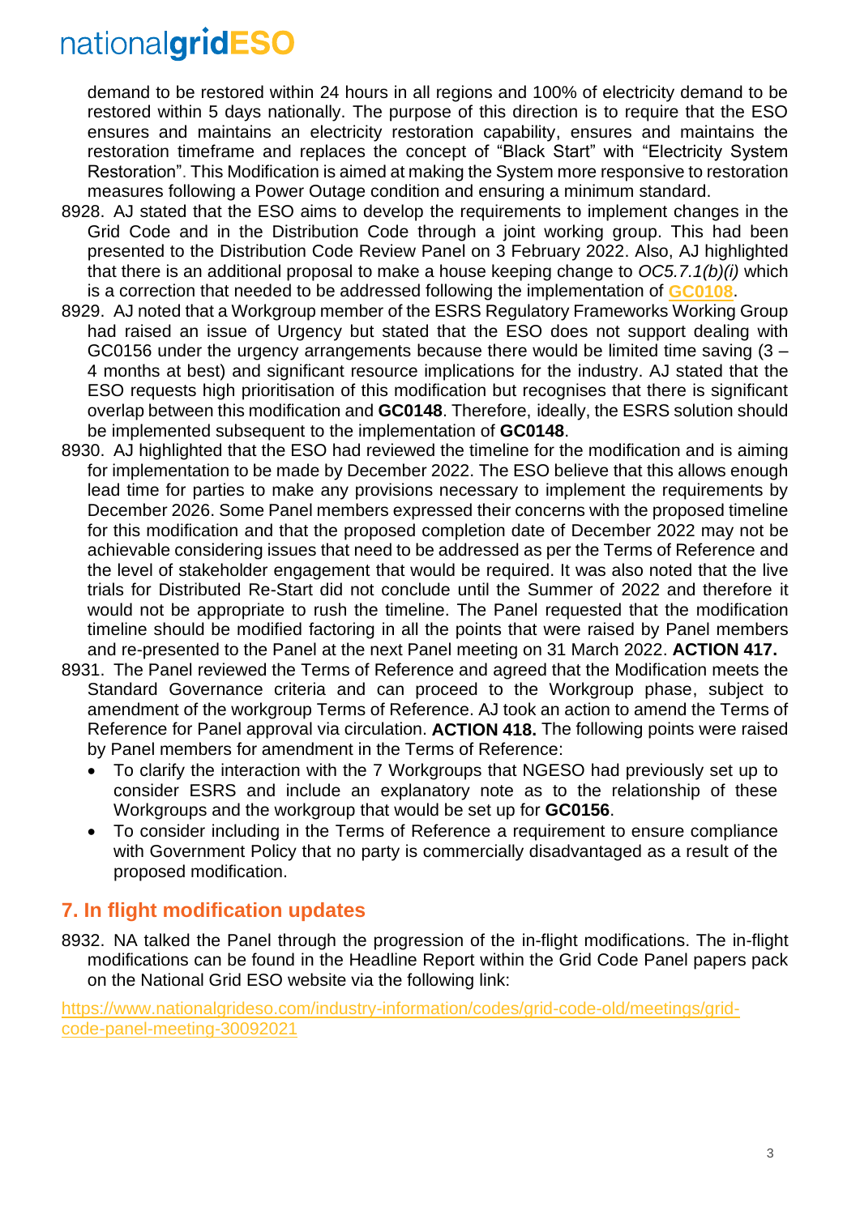demand to be restored within 24 hours in all regions and 100% of electricity demand to be restored within 5 days nationally. The purpose of this direction is to require that the ESO ensures and maintains an electricity restoration capability, ensures and maintains the restoration timeframe and replaces the concept of "Black Start" with "Electricity System Restoration". This Modification is aimed at making the System more responsive to restoration measures following a Power Outage condition and ensuring a minimum standard.

8928. AJ stated that the ESO aims to develop the requirements to implement changes in the Grid Code and in the Distribution Code through a joint working group. This had been presented to the Distribution Code Review Panel on 3 February 2022. Also, AJ highlighted that there is an additional proposal to make a house keeping change to *OC5.7.1(b)(i)* which is a correction that needed to be addressed following the implementation of **GC0108**.

8929. AJ noted that a Workgroup member of the ESRS Regulatory Frameworks Working Group had raised an issue of Urgency but stated that the ESO does not support dealing with GC0156 under the urgency arrangements because there would be limited time saving (3 – 4 months at best) and significant resource implications for the industry. AJ stated that the ESO requests high prioritisation of this modification but recognises that there is significant overlap between this modification and **GC0148**. Therefore, ideally, the ESRS solution should be implemented subsequent to the implementation of **GC0148**.

8930. AJ highlighted that the ESO had reviewed the timeline for the modification and is aiming for implementation to be made by December 2022. The ESO believe that this allows enough lead time for parties to make any provisions necessary to implement the requirements by December 2026. Some Panel members expressed their concerns with the proposed timeline for this modification and that the proposed completion date of December 2022 may not be achievable considering issues that need to be addressed as per the Terms of Reference and the level of stakeholder engagement that would be required. It was also noted that the live trials for Distributed Re-Start did not conclude until the Summer of 2022 and therefore it would not be appropriate to rush the timeline. The Panel requested that the modification timeline should be modified factoring in all the points that were raised by Panel members and re-presented to the Panel at the next Panel meeting on 31 March 2022. **ACTION 417.**

8931. The Panel reviewed the Terms of Reference and agreed that the Modification meets the Standard Governance criteria and can proceed to the Workgroup phase, subject to amendment of the workgroup Terms of Reference. AJ took an action to amend the Terms of Reference for Panel approval via circulation. **ACTION 418.** The following points were raised by Panel members for amendment in the Terms of Reference:

- To clarify the interaction with the 7 Workgroups that NGESO had previously set up to consider ESRS and include an explanatory note as to the relationship of these Workgroups and the workgroup that would be set up for **GC0156**.
- To consider including in the Terms of Reference a requirement to ensure compliance with Government Policy that no party is commercially disadvantaged as a result of the proposed modification.

## 7. In flight modification updates

8932. NA talked the Panel through the progression of the in-flight modifications. The in-flight modifications can be found in the Headline Report within the Grid Code Panel papers pack on the National Grid ESO website via the following link:

https://www.nationalgrideso.com/industry-information/codes/grid-code-old/meetings/grid-code-panel-meeting-30092021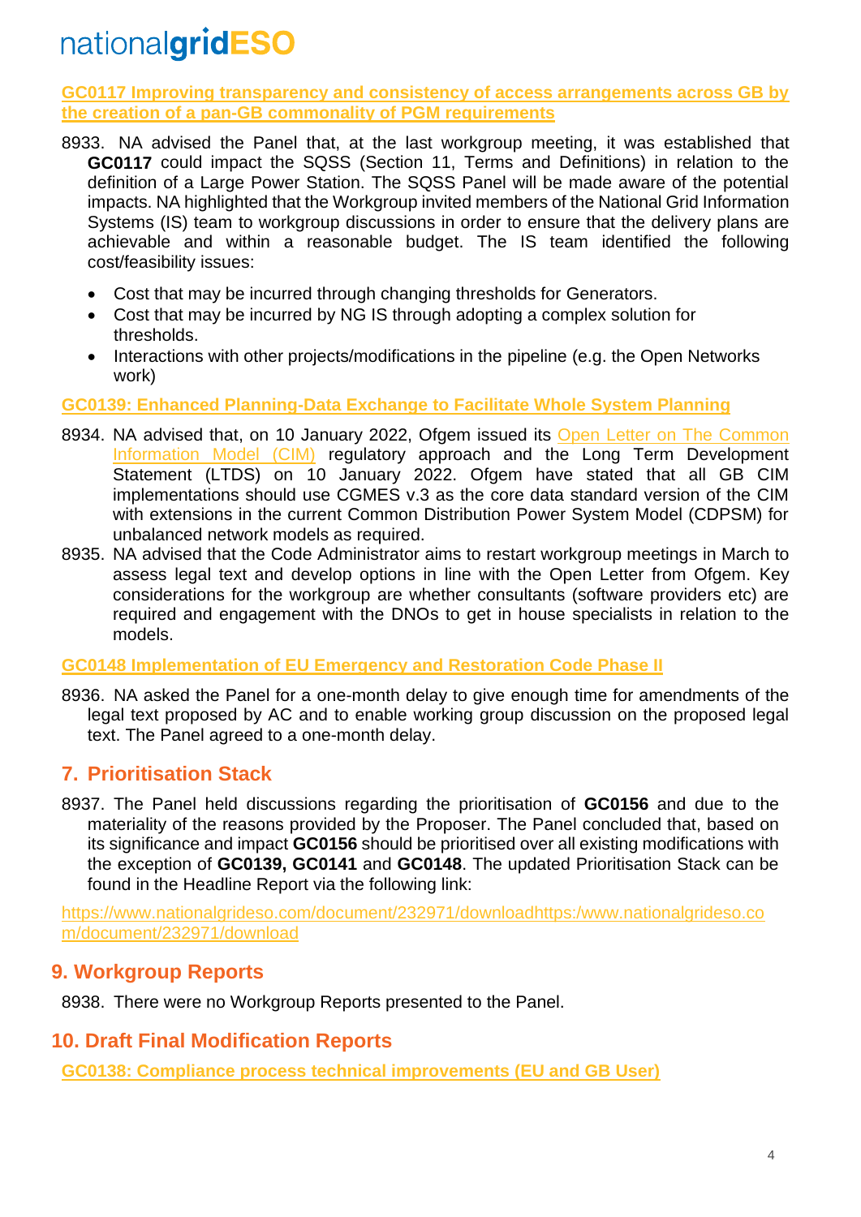**GC0117 Improving transparency and consistency of access arrangements across GB by the creation of a pan-GB commonality of PGM requirements**

8933. NA advised the Panel that, at the last workgroup meeting, it was established that **GC0117** could impact the SQSS (Section 11, Terms and Definitions) in relation to the definition of a Large Power Station. The SQSS Panel will be made aware of the potential impacts. NA highlighted that the Workgroup invited members of the National Grid Information Systems (IS) team to workgroup discussions in order to ensure that the delivery plans are achievable and within a reasonable budget. The IS team identified the following cost/feasibility issues:

- Cost that may be incurred through changing thresholds for Generators.
- Cost that may be incurred by NG IS through adopting a complex solution for thresholds.
- Interactions with other projects/modifications in the pipeline (e.g. the Open Networks work)

**GC0139: Enhanced Planning-Data Exchange to Facilitate Whole System Planning**

8934. NA advised that, on 10 January 2022, Ofgem issued its Open Letter on The Common Information Model (CIM) regulatory approach and the Long Term Development Statement (LTDS) on 10 January 2022. Ofgem have stated that all GB CIM implementations should use CGMES v.3 as the core data standard version of the CIM with extensions in the current Common Distribution Power System Model (CDPSM) for unbalanced network models as required.

8935. NA advised that the Code Administrator aims to restart workgroup meetings in March to assess legal text and develop options in line with the Open Letter from Ofgem. Key considerations for the workgroup are whether consultants (software providers etc) are required and engagement with the DNOs to get in house specialists in relation to the models.

**GC0148 Implementation of EU Emergency and Restoration Code Phase II**

8936. NA asked the Panel for a one-month delay to give enough time for amendments of the legal text proposed by AC and to enable working group discussion on the proposed legal text. The Panel agreed to a one-month delay.

## 7. Prioritisation Stack

8937. The Panel held discussions regarding the prioritisation of **GC0156** and due to the materiality of the reasons provided by the Proposer. The Panel concluded that, based on its significance and impact **GC0156** should be prioritised over all existing modifications with the exception of **GC0139, GC0141** and **GC0148**. The updated Prioritisation Stack can be found in the Headline Report via the following link:

https://www.nationalgrideso.com/document/232971/downloadhttps:/www.nationalgrideso.com/document/232971/download

## 9. Workgroup Reports

8938. There were no Workgroup Reports presented to the Panel.

## 10. Draft Final Modification Reports

**GC0138: Compliance process technical improvements (EU and GB User)**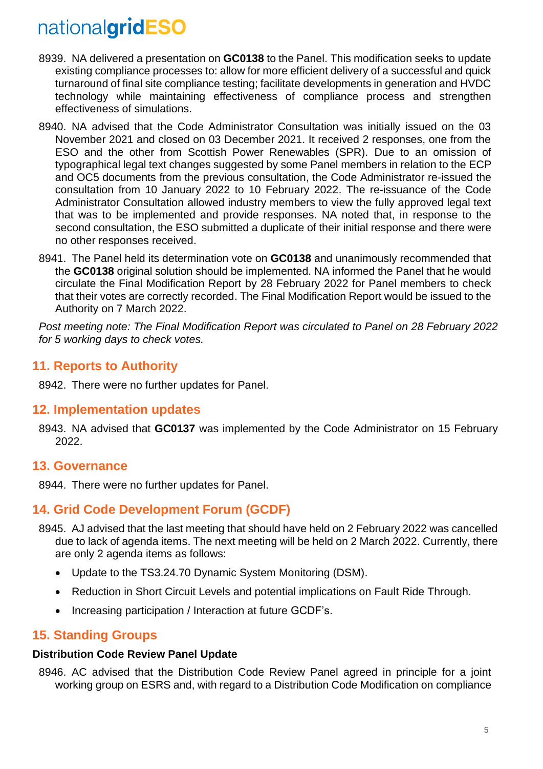8939. NA delivered a presentation on **GC0138** to the Panel. This modification seeks to update existing compliance processes to: allow for more efficient delivery of a successful and quick turnaround of final site compliance testing; facilitate developments in generation and HVDC technology while maintaining effectiveness of compliance process and strengthen effectiveness of simulations.

8940. NA advised that the Code Administrator Consultation was initially issued on the 03 November 2021 and closed on 03 December 2021. It received 2 responses, one from the ESO and the other from Scottish Power Renewables (SPR). Due to an omission of typographical legal text changes suggested by some Panel members in relation to the ECP and OC5 documents from the previous consultation, the Code Administrator re-issued the consultation from 10 January 2022 to 10 February 2022. The re-issuance of the Code Administrator Consultation allowed industry members to view the fully approved legal text that was to be implemented and provide responses. NA noted that, in response to the second consultation, the ESO submitted a duplicate of their initial response and there were no other responses received.

8941. The Panel held its determination vote on **GC0138** and unanimously recommended that the **GC0138** original solution should be implemented. NA informed the Panel that he would circulate the Final Modification Report by 28 February 2022 for Panel members to check that their votes are correctly recorded. The Final Modification Report would be issued to the Authority on 7 March 2022.

*Post meeting note: The Final Modification Report was circulated to Panel on 28 February 2022 for 5 working days to check votes.*

## 11. Reports to Authority

8942. There were no further updates for Panel.

## 12. Implementation updates

8943. NA advised that **GC0137** was implemented by the Code Administrator on 15 February 2022.

## 13. Governance

8944. There were no further updates for Panel.

## 14. Grid Code Development Forum (GCDF)

8945. AJ advised that the last meeting that should have held on 2 February 2022 was cancelled due to lack of agenda items. The next meeting will be held on 2 March 2022. Currently, there are only 2 agenda items as follows:

- Update to the TS3.24.70 Dynamic System Monitoring (DSM).
- Reduction in Short Circuit Levels and potential implications on Fault Ride Through.
- Increasing participation / Interaction at future GCDF's.

## 15. Standing Groups

### Distribution Code Review Panel Update

8946. AC advised that the Distribution Code Review Panel agreed in principle for a joint working group on ESRS and, with regard to a Distribution Code Modification on compliance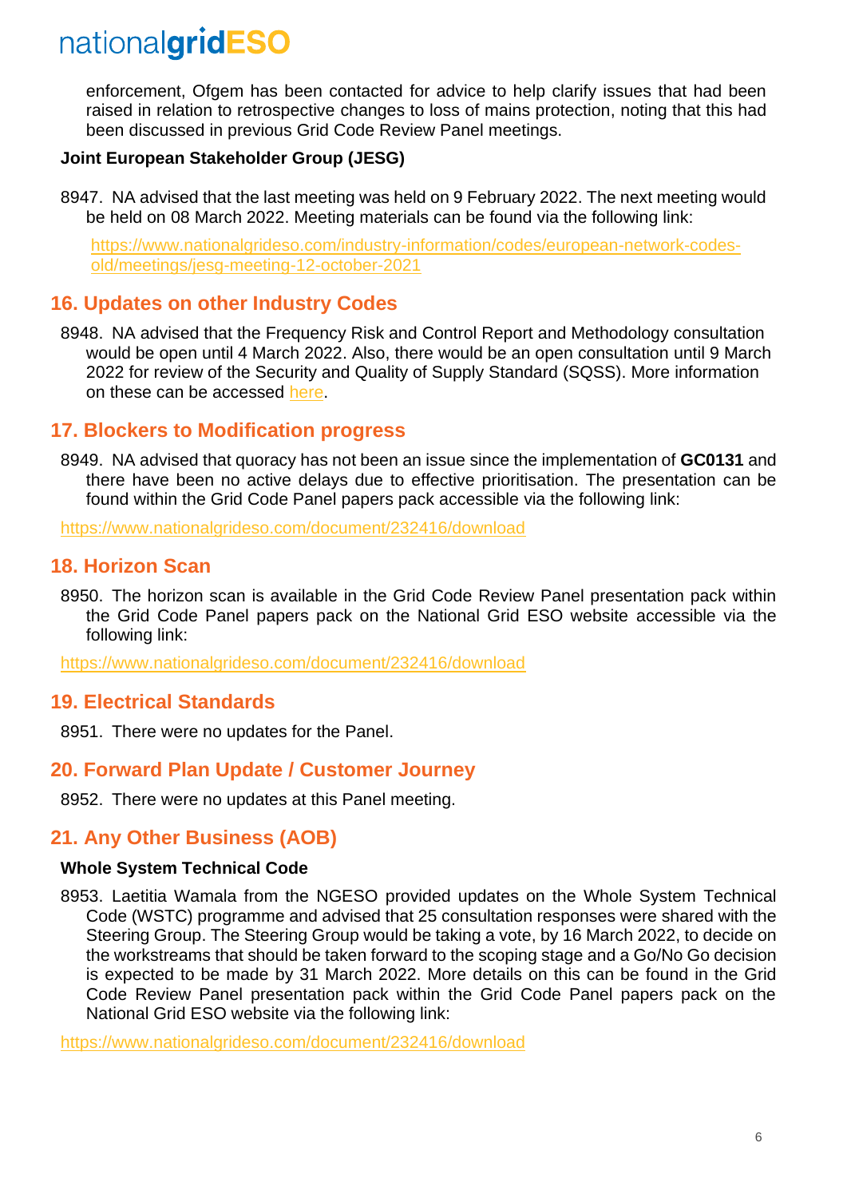enforcement, Ofgem has been contacted for advice to help clarify issues that had been raised in relation to retrospective changes to loss of mains protection, noting that this had been discussed in previous Grid Code Review Panel meetings.

**Joint European Stakeholder Group (JESG)**

8947. NA advised that the last meeting was held on 9 February 2022. The next meeting would be held on 08 March 2022. Meeting materials can be found via the following link:

https://www.nationalgrideso.com/industry-information/codes/european-network-codes-old/meetings/jesg-meeting-12-october-2021

## 16. Updates on other Industry Codes

8948. NA advised that the Frequency Risk and Control Report and Methodology consultation would be open until 4 March 2022. Also, there would be an open consultation until 9 March 2022 for review of the Security and Quality of Supply Standard (SQSS). More information on these can be accessed here.

## 17. Blockers to Modification progress

8949. NA advised that quoracy has not been an issue since the implementation of **GC0131** and there have been no active delays due to effective prioritisation. The presentation can be found within the Grid Code Panel papers pack accessible via the following link:

https://www.nationalgrideso.com/document/232416/download

## 18. Horizon Scan

8950. The horizon scan is available in the Grid Code Review Panel presentation pack within the Grid Code Panel papers pack on the National Grid ESO website accessible via the following link:

https://www.nationalgrideso.com/document/232416/download

## 19. Electrical Standards

8951. There were no updates for the Panel.

## 20. Forward Plan Update / Customer Journey

8952. There were no updates at this Panel meeting.

## 21. Any Other Business (AOB)

**Whole System Technical Code**

8953. Laetitia Wamala from the NGESO provided updates on the Whole System Technical Code (WSTC) programme and advised that 25 consultation responses were shared with the Steering Group. The Steering Group would be taking a vote, by 16 March 2022, to decide on the workstreams that should be taken forward to the scoping stage and a Go/No Go decision is expected to be made by 31 March 2022. More details on this can be found in the Grid Code Review Panel presentation pack within the Grid Code Panel papers pack on the National Grid ESO website via the following link:

https://www.nationalgrideso.com/document/232416/download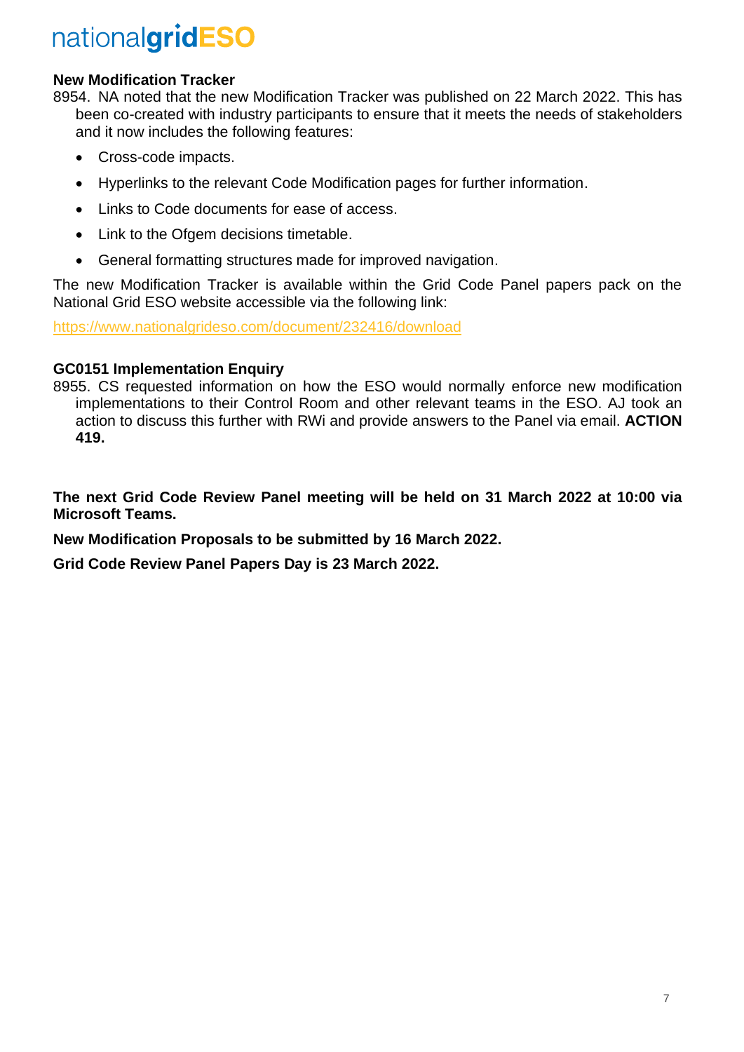**New Modification Tracker**

8954. NA noted that the new Modification Tracker was published on 22 March 2022. This has been co-created with industry participants to ensure that it meets the needs of stakeholders and it now includes the following features:

- Cross-code impacts.
- Hyperlinks to the relevant Code Modification pages for further information.
- Links to Code documents for ease of access.
- Link to the Ofgem decisions timetable.
- General formatting structures made for improved navigation.

The new Modification Tracker is available within the Grid Code Panel papers pack on the National Grid ESO website accessible via the following link:

https://www.nationalgrideso.com/document/232416/download

**GC0151 Implementation Enquiry**

8955. CS requested information on how the ESO would normally enforce new modification implementations to their Control Room and other relevant teams in the ESO. AJ took an action to discuss this further with RWi and provide answers to the Panel via email. **ACTION 419.**

**The next Grid Code Review Panel meeting will be held on 31 March 2022 at 10:00 via Microsoft Teams.**

**New Modification Proposals to be submitted by 16 March 2022.**

**Grid Code Review Panel Papers Day is 23 March 2022.**